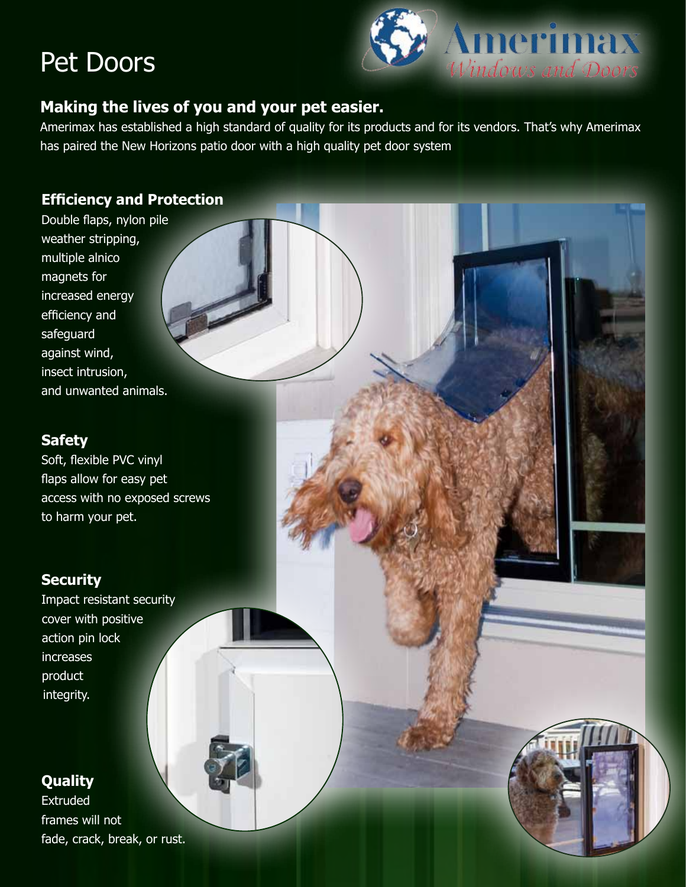# Pet Doors

Amerimax
*Windows and Doors*

## Making the lives of you and your pet easier.

Amerimax has established a high standard of quality for its products and for its vendors. That's why Amerimax has paired the New Horizons patio door with a high quality pet door system

### Efficiency and Protection

Double flaps, nylon pile weather stripping, multiple alnico magnets for increased energy efficiency and safeguard against wind, insect intrusion, and unwanted animals.

### Safety

Soft, flexible PVC vinyl flaps allow for easy pet access with no exposed screws to harm your pet.

### Security

Impact resistant security cover with positive action pin lock increases product integrity.

### Quality

Extruded frames will not fade, crack, break, or rust.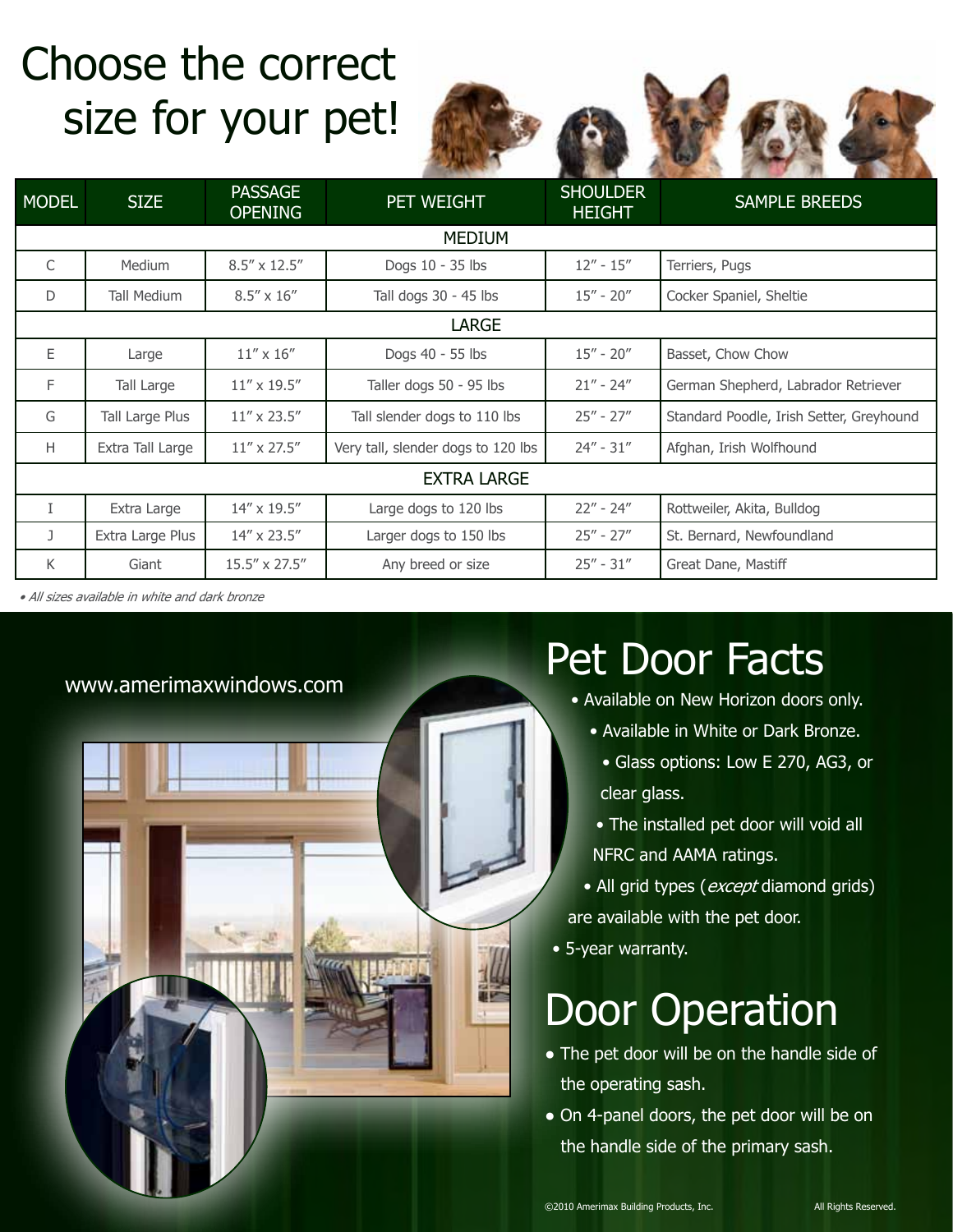# Choose the correct size for your pet!

| MODEL | SIZE | PASSAGE OPENING | PET WEIGHT | SHOULDER HEIGHT | SAMPLE BREEDS |
|---|---|---|---|---|---|
| MEDIUM | | | | | |
| C | Medium | 8.5″ x 12.5″ | Dogs 10 - 35 lbs | 12″ - 15″ | Terriers, Pugs |
| D | Tall Medium | 8.5″ x 16″ | Tall dogs 30 - 45 lbs | 15″ - 20″ | Cocker Spaniel, Sheltie |
| LARGE | | | | | |
| E | Large | 11″ x 16″ | Dogs 40 - 55 lbs | 15″ - 20″ | Basset, Chow Chow |
| F | Tall Large | 11″ x 19.5″ | Taller dogs 50 - 95 lbs | 21″ - 24″ | German Shepherd, Labrador Retriever |
| G | Tall Large Plus | 11″ x 23.5″ | Tall slender dogs to 110 lbs | 25″ - 27″ | Standard Poodle, Irish Setter, Greyhound |
| H | Extra Tall Large | 11″ x 27.5″ | Very tall, slender dogs to 120 lbs | 24″ - 31″ | Afghan, Irish Wolfhound |
| EXTRA LARGE | | | | | |
| I | Extra Large | 14″ x 19.5″ | Large dogs to 120 lbs | 22″ - 24″ | Rottweiler, Akita, Bulldog |
| J | Extra Large Plus | 14″ x 23.5″ | Larger dogs to 150 lbs | 25″ - 27″ | St. Bernard, Newfoundland |
| K | Giant | 15.5″ x 27.5″ | Any breed or size | 25″ - 31″ | Great Dane, Mastiff |

*• All sizes available in white and dark bronze*

www.amerimaxwindows.com

## Pet Door Facts

- Available on New Horizon doors only.
- Available in White or Dark Bronze.
- Glass options: Low E 270, AG3, or clear glass.
- The installed pet door will void all NFRC and AAMA ratings.
- All grid types (*except* diamond grids) are available with the pet door.
- 5-year warranty.

## Door Operation

- The pet door will be on the handle side of the operating sash.
- On 4-panel doors, the pet door will be on the handle side of the primary sash.

©2010 Amerimax Building Products, Inc. All Rights Reserved.